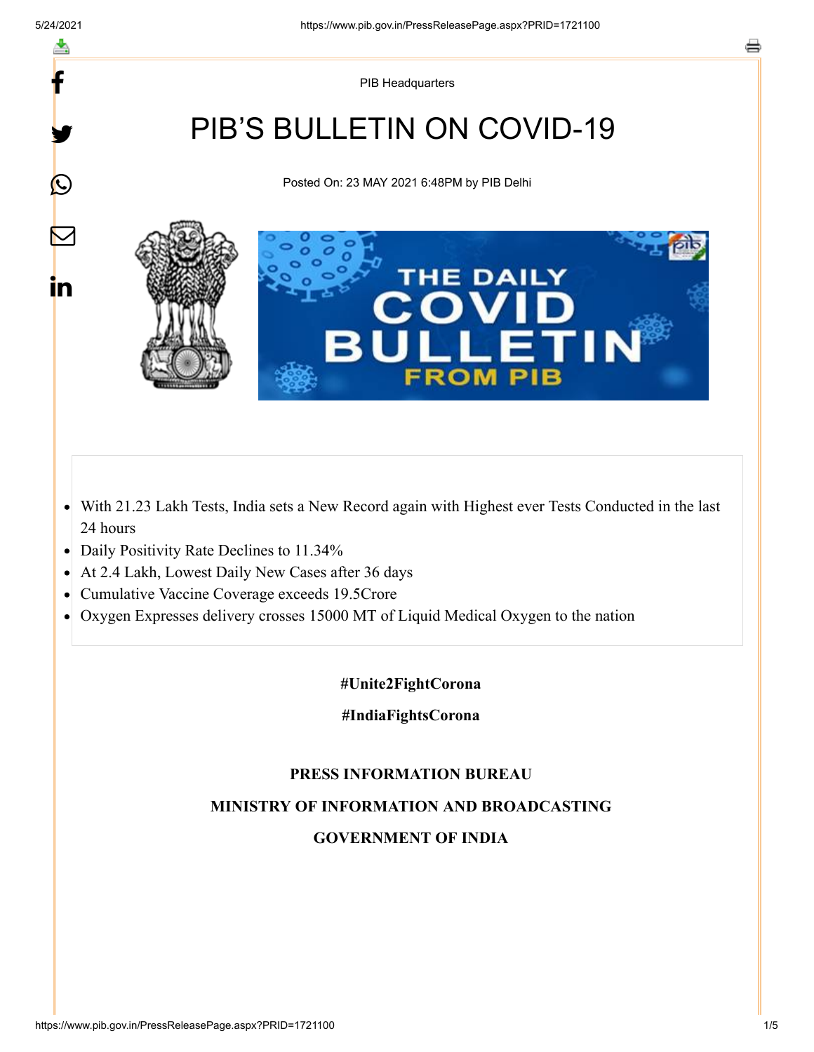PIB Headquarters

# PIB'S BULLETIN ON COVID-19

Posted On: 23 MAY 2021 6:48PM by PIB Delhi

- With 21.23 Lakh Tests, India sets a New Record again with Highest ever Tests Conducted in the last 24 hours
- Daily Positivity Rate Declines to 11.34%
- At 2.4 Lakh, Lowest Daily New Cases after 36 days
- Cumulative Vaccine Coverage exceeds 19.5Crore
- Oxygen Expresses delivery crosses 15000 MT of Liquid Medical Oxygen to the nation

**#Unite2FightCorona**

**#IndiaFightsCorona**

**PRESS INFORMATION BUREAU**

**MINISTRY OF INFORMATION AND BROADCASTING**

**GOVERNMENT OF INDIA**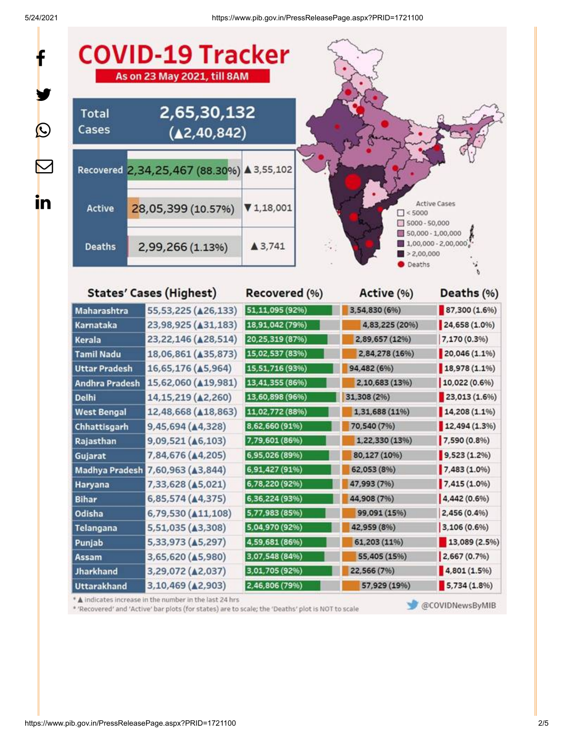# COVID-19 Tracker

**As on 23 May 2021, till 8AM**

| | | |
|---|---|---|
| Total Cases | 2,65,30,132 (▲2,40,842) | |
| Recovered | 2,34,25,467 (88.30%) | ▲3,55,102 |
| Active | 28,05,399 (10.57%) | ▼1,18,001 |
| Deaths | 2,99,266 (1.13%) | ▲3,741 |

Active Cases
- < 5000
- 5000 - 50,000
- 50,000 - 1,00,000
- 1,00,000 - 2,00,000
- > 2,00,000
- Deaths

| States' Cases (Highest) | | Recovered (%) | Active (%) | Deaths (%) |
|---|---|---|---|---|
| Maharashtra | 55,53,225 (▲26,133) | 51,11,095 (92%) | 3,54,830 (6%) | 87,300 (1.6%) |
| Karnataka | 23,98,925 (▲31,183) | 18,91,042 (79%) | 4,83,225 (20%) | 24,658 (1.0%) |
| Kerala | 23,22,146 (▲28,514) | 20,25,319 (87%) | 2,89,657 (12%) | 7,170 (0.3%) |
| Tamil Nadu | 18,06,861 (▲35,873) | 15,02,537 (83%) | 2,84,278 (16%) | 20,046 (1.1%) |
| Uttar Pradesh | 16,65,176 (▲5,964) | 15,51,716 (93%) | 94,482 (6%) | 18,978 (1.1%) |
| Andhra Pradesh | 15,62,060 (▲19,981) | 13,41,355 (86%) | 2,10,683 (13%) | 10,022 (0.6%) |
| Delhi | 14,15,219 (▲2,260) | 13,60,898 (96%) | 31,308 (2%) | 23,013 (1.6%) |
| West Bengal | 12,48,668 (▲18,863) | 11,02,772 (88%) | 1,31,688 (11%) | 14,208 (1.1%) |
| Chhattisgarh | 9,45,694 (▲4,328) | 8,62,660 (91%) | 70,540 (7%) | 12,494 (1.3%) |
| Rajasthan | 9,09,521 (▲6,103) | 7,79,601 (86%) | 1,22,330 (13%) | 7,590 (0.8%) |
| Gujarat | 7,84,676 (▲4,205) | 6,95,026 (89%) | 80,127 (10%) | 9,523 (1.2%) |
| Madhya Pradesh | 7,60,963 (▲3,844) | 6,91,427 (91%) | 62,053 (8%) | 7,483 (1.0%) |
| Haryana | 7,33,628 (▲5,021) | 6,78,220 (92%) | 47,993 (7%) | 7,415 (1.0%) |
| Bihar | 6,85,574 (▲4,375) | 6,36,224 (93%) | 44,908 (7%) | 4,442 (0.6%) |
| Odisha | 6,79,530 (▲11,108) | 5,77,983 (85%) | 99,091 (15%) | 2,456 (0.4%) |
| Telangana | 5,51,035 (▲3,308) | 5,04,970 (92%) | 42,959 (8%) | 3,106 (0.6%) |
| Punjab | 5,33,973 (▲5,297) | 4,59,681 (86%) | 61,203 (11%) | 13,089 (2.5%) |
| Assam | 3,65,620 (▲5,980) | 3,07,548 (84%) | 55,405 (15%) | 2,667 (0.7%) |
| Jharkhand | 3,29,072 (▲2,037) | 3,01,705 (92%) | 22,566 (7%) | 4,801 (1.5%) |
| Uttarakhand | 3,10,469 (▲2,903) | 2,46,806 (79%) | 57,929 (19%) | 5,734 (1.8%) |

* ▲ indicates increase in the number in the last 24 hrs
* 'Recovered' and 'Active' bar plots (for states) are to scale; the 'Deaths' plot is NOT to scale

@COVIDNewsByMIB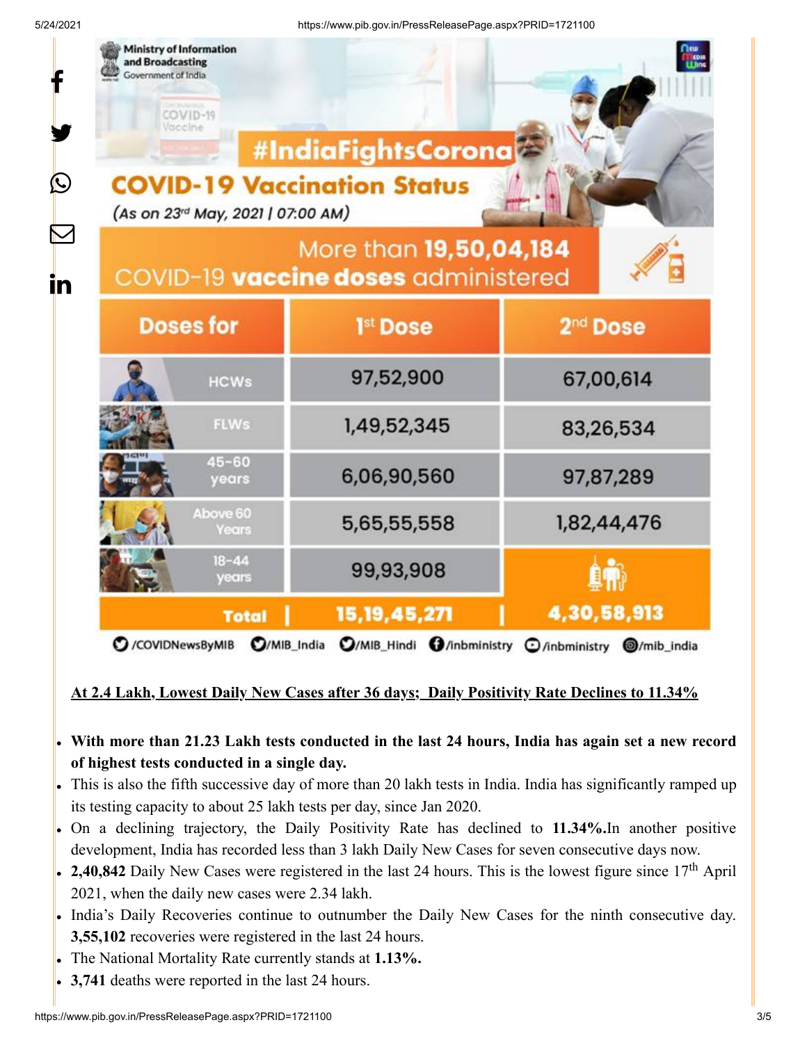Ministry of Information and Broadcasting
Government of India

#IndiaFightsCorona

**COVID-19 Vaccination Status**

(As on 23rd May, 2021 | 07:00 AM)

More than **19,50,04,184** COVID-19 **vaccine doses** administered

| Doses for | 1st Dose | 2nd Dose |
|---|---|---|
| HCWs | 97,52,900 | 67,00,614 |
| FLWs | 1,49,52,345 | 83,26,534 |
| 45-60 years | 6,06,90,560 | 97,87,289 |
| Above 60 Years | 5,65,55,558 | 1,82,44,476 |
| 18-44 years | 99,93,908 | |
| **Total** | **15,19,45,271** | **4,30,58,913** |

/COVIDNewsByMIB /MIB_India /MIB_Hindi /inbministry /inbministry /mib_india

**At 2.4 Lakh, Lowest Daily New Cases after 36 days; Daily Positivity Rate Declines to 11.34%**

- **With more than 21.23 Lakh tests conducted in the last 24 hours, India has again set a new record of highest tests conducted in a single day.**
- This is also the fifth successive day of more than 20 lakh tests in India. India has significantly ramped up its testing capacity to about 25 lakh tests per day, since Jan 2020.
- On a declining trajectory, the Daily Positivity Rate has declined to **11.34%.**In another positive development, India has recorded less than 3 lakh Daily New Cases for seven consecutive days now.
- **2,40,842** Daily New Cases were registered in the last 24 hours. This is the lowest figure since 17th April 2021, when the daily new cases were 2.34 lakh.
- India's Daily Recoveries continue to outnumber the Daily New Cases for the ninth consecutive day. **3,55,102** recoveries were registered in the last 24 hours.
- The National Mortality Rate currently stands at **1.13%.**
- **3,741** deaths were reported in the last 24 hours.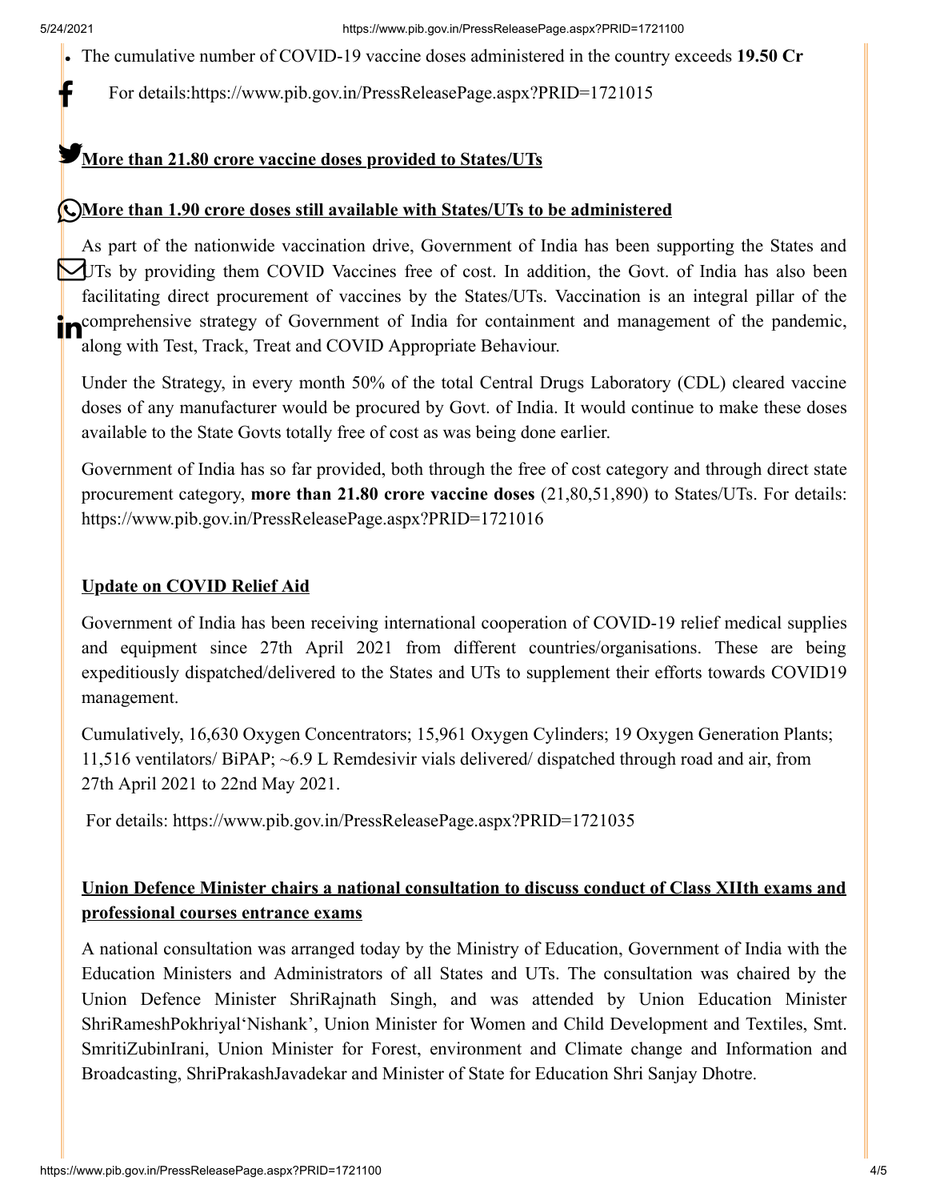- The cumulative number of COVID-19 vaccine doses administered in the country exceeds **19.50 Cr**

For details:https://www.pib.gov.in/PressReleasePage.aspx?PRID=1721015

**More than 21.80 crore vaccine doses provided to States/UTs**

**More than 1.90 crore doses still available with States/UTs to be administered**

As part of the nationwide vaccination drive, Government of India has been supporting the States and UTs by providing them COVID Vaccines free of cost. In addition, the Govt. of India has also been facilitating direct procurement of vaccines by the States/UTs. Vaccination is an integral pillar of the comprehensive strategy of Government of India for containment and management of the pandemic, along with Test, Track, Treat and COVID Appropriate Behaviour.

Under the Strategy, in every month 50% of the total Central Drugs Laboratory (CDL) cleared vaccine doses of any manufacturer would be procured by Govt. of India. It would continue to make these doses available to the State Govts totally free of cost as was being done earlier.

Government of India has so far provided, both through the free of cost category and through direct state procurement category, **more than 21.80 crore vaccine doses** (21,80,51,890) to States/UTs. For details: https://www.pib.gov.in/PressReleasePage.aspx?PRID=1721016

**Update on COVID Relief Aid**

Government of India has been receiving international cooperation of COVID-19 relief medical supplies and equipment since 27th April 2021 from different countries/organisations. These are being expeditiously dispatched/delivered to the States and UTs to supplement their efforts towards COVID19 management.

Cumulatively, 16,630 Oxygen Concentrators; 15,961 Oxygen Cylinders; 19 Oxygen Generation Plants; 11,516 ventilators/ BiPAP; ~6.9 L Remdesivir vials delivered/ dispatched through road and air, from 27th April 2021 to 22nd May 2021.

For details: https://www.pib.gov.in/PressReleasePage.aspx?PRID=1721035

**Union Defence Minister chairs a national consultation to discuss conduct of Class XIIth exams and professional courses entrance exams**

A national consultation was arranged today by the Ministry of Education, Government of India with the Education Ministers and Administrators of all States and UTs. The consultation was chaired by the Union Defence Minister ShriRajnath Singh, and was attended by Union Education Minister ShriRameshPokhriyal'Nishank', Union Minister for Women and Child Development and Textiles, Smt. SmritiZubinIrani, Union Minister for Forest, environment and Climate change and Information and Broadcasting, ShriPrakashJavadekar and Minister of State for Education Shri Sanjay Dhotre.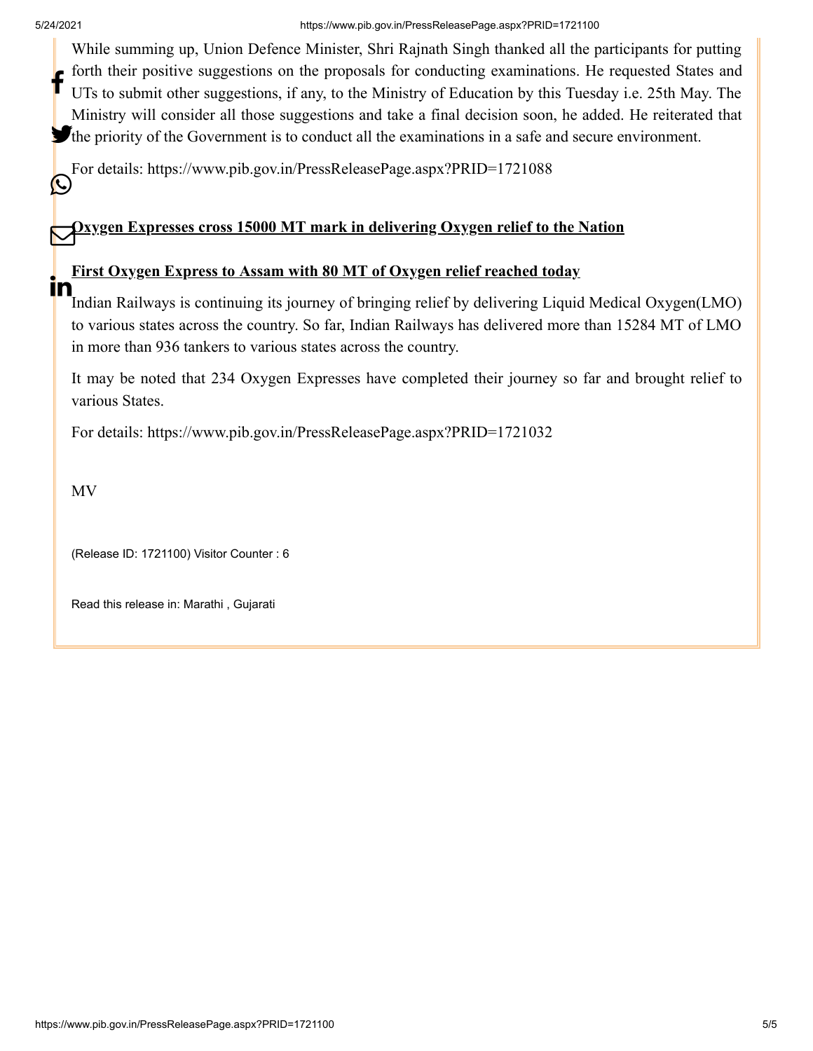While summing up, Union Defence Minister, Shri Rajnath Singh thanked all the participants for putting forth their positive suggestions on the proposals for conducting examinations. He requested States and UTs to submit other suggestions, if any, to the Ministry of Education by this Tuesday i.e. 25th May. The Ministry will consider all those suggestions and take a final decision soon, he added. He reiterated that the priority of the Government is to conduct all the examinations in a safe and secure environment.

For details: https://www.pib.gov.in/PressReleasePage.aspx?PRID=1721088

**Oxygen Expresses cross 15000 MT mark in delivering Oxygen relief to the Nation**

**First Oxygen Express to Assam with 80 MT of Oxygen relief reached today**

Indian Railways is continuing its journey of bringing relief by delivering Liquid Medical Oxygen(LMO) to various states across the country. So far, Indian Railways has delivered more than 15284 MT of LMO in more than 936 tankers to various states across the country.

It may be noted that 234 Oxygen Expresses have completed their journey so far and brought relief to various States.

For details: https://www.pib.gov.in/PressReleasePage.aspx?PRID=1721032

MV

(Release ID: 1721100) Visitor Counter : 6

Read this release in: Marathi , Gujarati